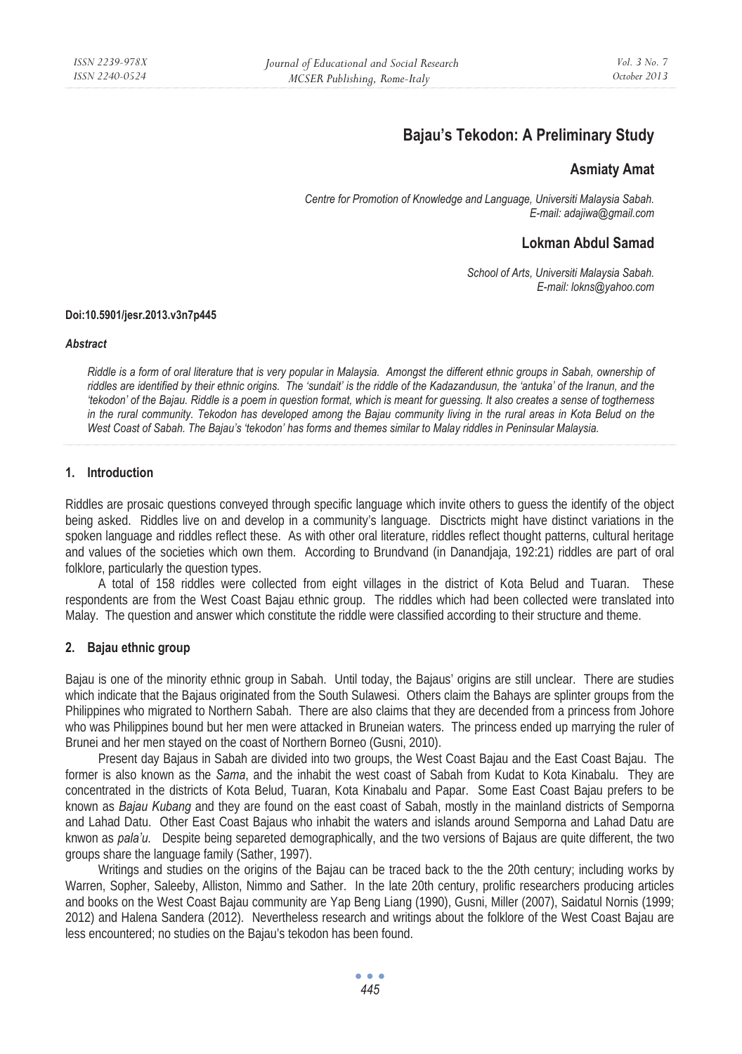# Bajau's Tekodon: A Preliminary Study

## Asmiaty Amat

*Centre for Promotion of Knowledge and Language, Universiti Malaysia Sabah.*
*E-mail: adajiwa@gmail.com*

## Lokman Abdul Samad

*School of Arts, Universiti Malaysia Sabah.*
*E-mail: lokns@yahoo.com*

**Doi:10.5901/jesr.2013.v3n7p445**

***Abstract***

*Riddle is a form of oral literature that is very popular in Malaysia. Amongst the different ethnic groups in Sabah, ownership of riddles are identified by their ethnic origins. The 'sundait' is the riddle of the Kadazandusun, the 'antuka' of the Iranun, and the 'tekodon' of the Bajau. Riddle is a poem in question format, which is meant for guessing. It also creates a sense of togtherness in the rural community. Tekodon has developed among the Bajau community living in the rural areas in Kota Belud on the West Coast of Sabah. The Bajau's 'tekodon' has forms and themes similar to Malay riddles in Peninsular Malaysia.*

### 1. Introduction

Riddles are prosaic questions conveyed through specific language which invite others to guess the identify of the object being asked. Riddles live on and develop in a community's language. Disctricts might have distinct variations in the spoken language and riddles reflect these. As with other oral literature, riddles reflect thought patterns, cultural heritage and values of the societies which own them. According to Brundvand (in Danandjaja, 192:21) riddles are part of oral folklore, particularly the question types.

A total of 158 riddles were collected from eight villages in the district of Kota Belud and Tuaran. These respondents are from the West Coast Bajau ethnic group. The riddles which had been collected were translated into Malay. The question and answer which constitute the riddle were classified according to their structure and theme.

### 2. Bajau ethnic group

Bajau is one of the minority ethnic group in Sabah. Until today, the Bajaus' origins are still unclear. There are studies which indicate that the Bajaus originated from the South Sulawesi. Others claim the Bahays are splinter groups from the Philippines who migrated to Northern Sabah. There are also claims that they are decended from a princess from Johore who was Philippines bound but her men were attacked in Bruneian waters. The princess ended up marrying the ruler of Brunei and her men stayed on the coast of Northern Borneo (Gusni, 2010).

Present day Bajaus in Sabah are divided into two groups, the West Coast Bajau and the East Coast Bajau. The former is also known as the *Sama*, and the inhabit the west coast of Sabah from Kudat to Kota Kinabalu. They are concentrated in the districts of Kota Belud, Tuaran, Kota Kinabalu and Papar. Some East Coast Bajau prefers to be known as *Bajau Kubang* and they are found on the east coast of Sabah, mostly in the mainland districts of Semporna and Lahad Datu. Other East Coast Bajaus who inhabit the waters and islands around Semporna and Lahad Datu are knwon as *pala'u*. Despite being separeted demographically, and the two versions of Bajaus are quite different, the two groups share the language family (Sather, 1997).

Writings and studies on the origins of the Bajau can be traced back to the the 20th century; including works by Warren, Sopher, Saleeby, Alliston, Nimmo and Sather. In the late 20th century, prolific researchers producing articles and books on the West Coast Bajau community are Yap Beng Liang (1990), Gusni, Miller (2007), Saidatul Nornis (1999; 2012) and Halena Sandera (2012). Nevertheless research and writings about the folklore of the West Coast Bajau are less encountered; no studies on the Bajau's tekodon has been found.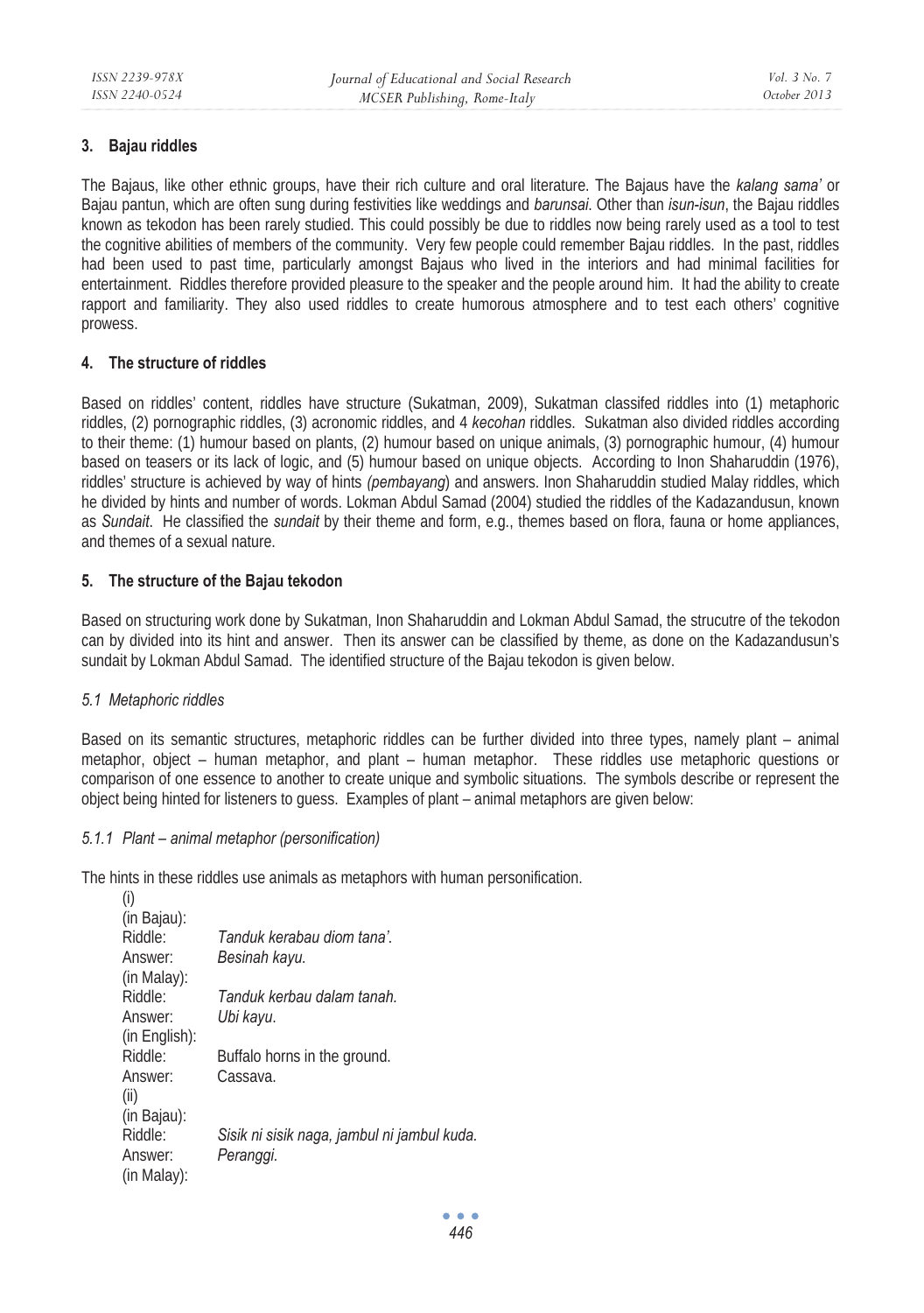## 3. Bajau riddles

The Bajaus, like other ethnic groups, have their rich culture and oral literature. The Bajaus have the *kalang sama'* or Bajau pantun, which are often sung during festivities like weddings and *barunsai*. Other than *isun-isun*, the Bajau riddles known as tekodon has been rarely studied. This could possibly be due to riddles now being rarely used as a tool to test the cognitive abilities of members of the community. Very few people could remember Bajau riddles. In the past, riddles had been used to past time, particularly amongst Bajaus who lived in the interiors and had minimal facilities for entertainment. Riddles therefore provided pleasure to the speaker and the people around him. It had the ability to create rapport and familiarity. They also used riddles to create humorous atmosphere and to test each others' cognitive prowess.

## 4. The structure of riddles

Based on riddles' content, riddles have structure (Sukatman, 2009), Sukatman classifed riddles into (1) metaphoric riddles, (2) pornographic riddles, (3) acronomic riddles, and 4 *kecohan* riddles. Sukatman also divided riddles according to their theme: (1) humour based on plants, (2) humour based on unique animals, (3) pornographic humour, (4) humour based on teasers or its lack of logic, and (5) humour based on unique objects. According to Inon Shaharuddin (1976), riddles' structure is achieved by way of hints *(pembayang*) and answers. Inon Shaharuddin studied Malay riddles, which he divided by hints and number of words. Lokman Abdul Samad (2004) studied the riddles of the Kadazandusun, known as *Sundait*. He classified the *sundait* by their theme and form, e.g., themes based on flora, fauna or home appliances, and themes of a sexual nature.

## 5. The structure of the Bajau tekodon

Based on structuring work done by Sukatman, Inon Shaharuddin and Lokman Abdul Samad, the strucutre of the tekodon can by divided into its hint and answer. Then its answer can be classified by theme, as done on the Kadazandusun's sundait by Lokman Abdul Samad. The identified structure of the Bajau tekodon is given below.

### *5.1 Metaphoric riddles*

Based on its semantic structures, metaphoric riddles can be further divided into three types, namely plant – animal metaphor, object – human metaphor, and plant – human metaphor. These riddles use metaphoric questions or comparison of one essence to another to create unique and symbolic situations. The symbols describe or represent the object being hinted for listeners to guess. Examples of plant – animal metaphors are given below:

#### *5.1.1 Plant – animal metaphor (personification)*

The hints in these riddles use animals as metaphors with human personification.

(i)

(in Bajau):
Riddle: *Tanduk kerabau diom tana'.*
Answer: *Besinah kayu.*

(in Malay):
Riddle: *Tanduk kerbau dalam tanah.*
Answer: *Ubi kayu.*

(in English):
Riddle: Buffalo horns in the ground.
Answer: Cassava.

(ii)

(in Bajau):
Riddle: *Sisik ni sisik naga, jambul ni jambul kuda.*
Answer: *Peranggi.*

(in Malay):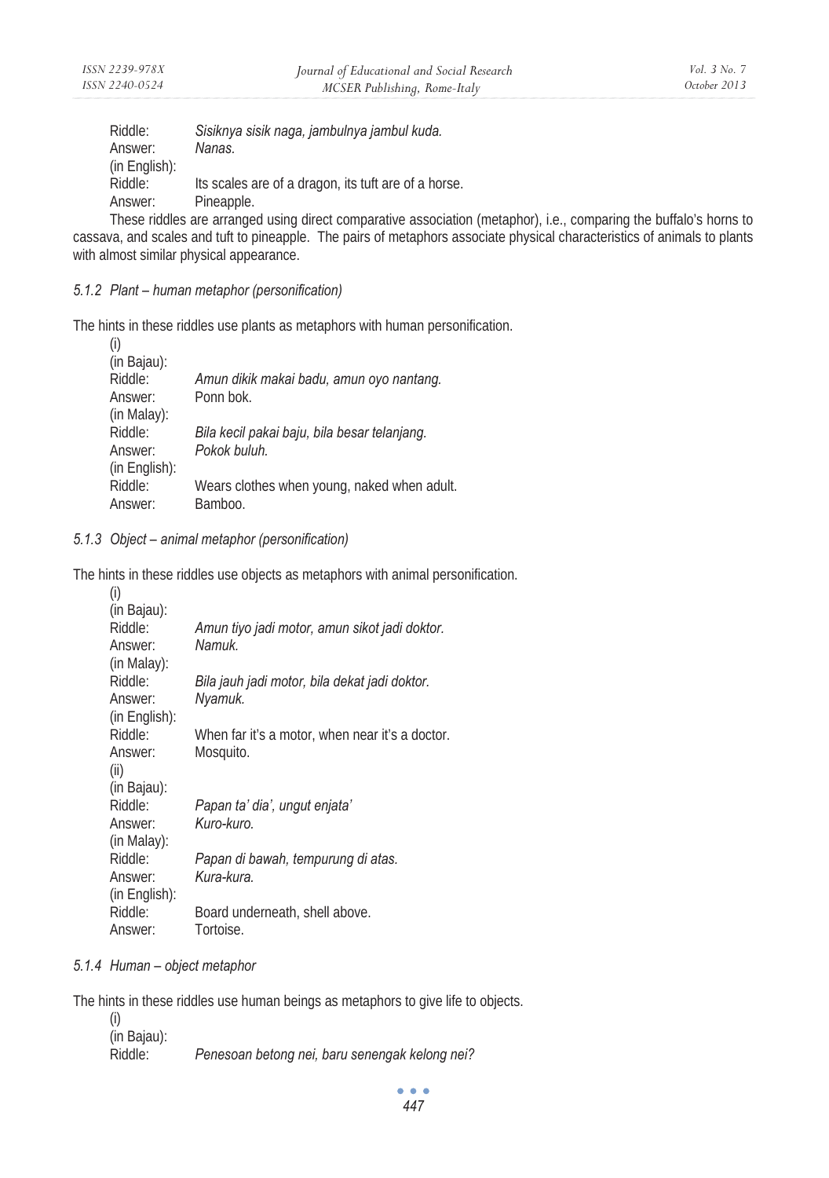Riddle: *Sisiknya sisik naga, jambulnya jambul kuda.*
Answer: *Nanas.*
(in English):
Riddle: Its scales are of a dragon, its tuft are of a horse.
Answer: Pineapple.

These riddles are arranged using direct comparative association (metaphor), i.e., comparing the buffalo's horns to cassava, and scales and tuft to pineapple. The pairs of metaphors associate physical characteristics of animals to plants with almost similar physical appearance.

### *5.1.2 Plant – human metaphor (personification)*

The hints in these riddles use plants as metaphors with human personification.

(i)
(in Bajau):
Riddle: *Amun dikik makai badu, amun oyo nantang.*
Answer: Ponn bok.
(in Malay):
Riddle: *Bila kecil pakai baju, bila besar telanjang.*
Answer: *Pokok buluh.*
(in English):
Riddle: Wears clothes when young, naked when adult.
Answer: Bamboo.

### *5.1.3 Object – animal metaphor (personification)*

The hints in these riddles use objects as metaphors with animal personification.

(i)
(in Bajau):
Riddle: *Amun tiyo jadi motor, amun sikot jadi doktor.*
Answer: *Namuk.*
(in Malay):
Riddle: *Bila jauh jadi motor, bila dekat jadi doktor.*
Answer: *Nyamuk.*
(in English):
Riddle: When far it's a motor, when near it's a doctor.
Answer: Mosquito.

(ii)
(in Bajau):
Riddle: *Papan ta' dia', ungut enjata'*
Answer: *Kuro-kuro.*
(in Malay):
Riddle: *Papan di bawah, tempurung di atas.*
Answer: *Kura-kura.*
(in English):
Riddle: Board underneath, shell above.
Answer: Tortoise.

### *5.1.4 Human – object metaphor*

The hints in these riddles use human beings as metaphors to give life to objects.

(i)
(in Bajau):
Riddle: *Penesoan betong nei, baru senengak kelong nei?*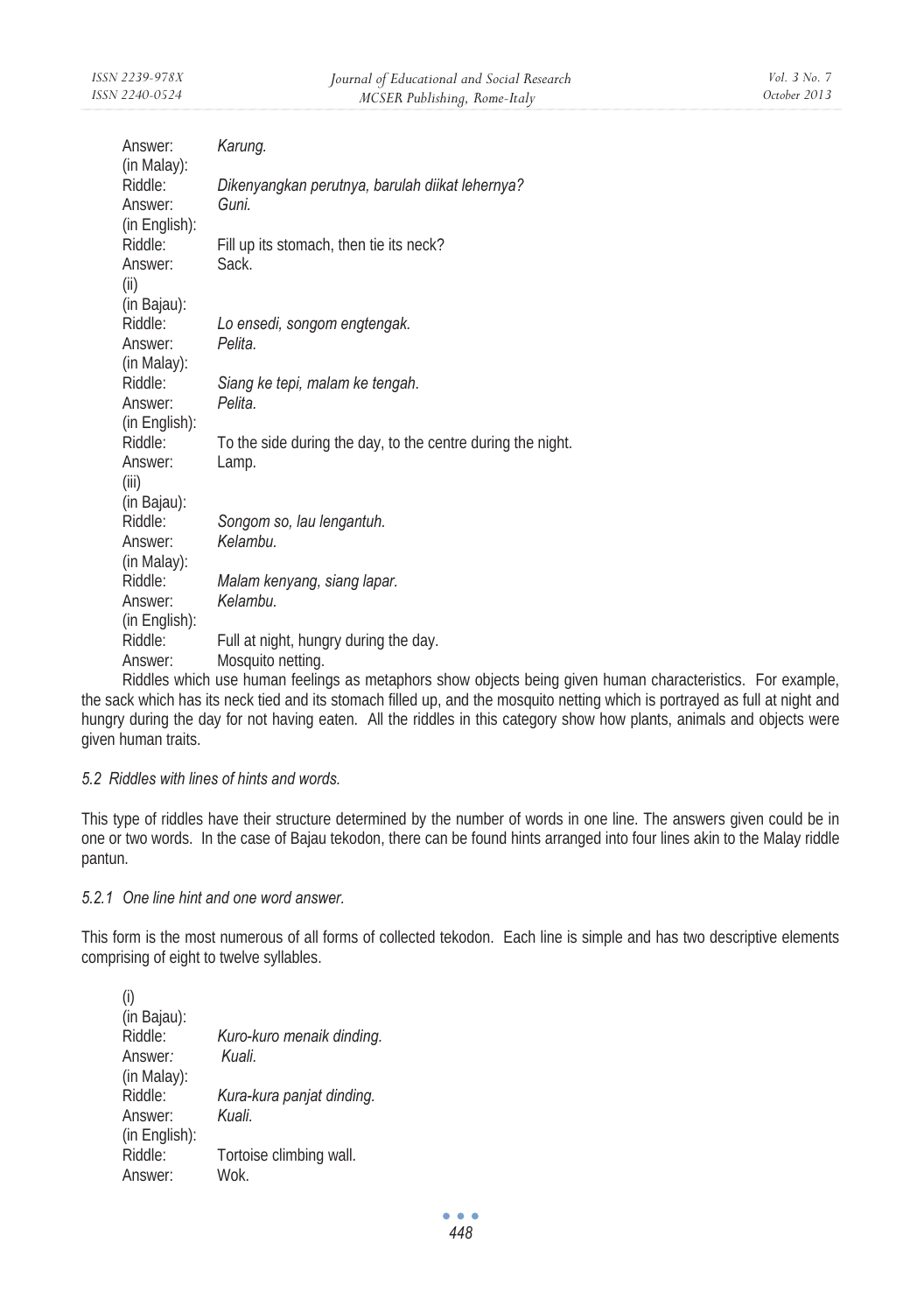Answer: *Karung.*
(in Malay):
Riddle: *Dikenyangkan perutnya, barulah diikat lehernya?*
Answer: *Guni.*
(in English):
Riddle: Fill up its stomach, then tie its neck?
Answer: Sack.

(ii)
(in Bajau):
Riddle: *Lo ensedi, songom engtengak.*
Answer: *Pelita.*
(in Malay):
Riddle: *Siang ke tepi, malam ke tengah.*
Answer: *Pelita.*
(in English):
Riddle: To the side during the day, to the centre during the night.
Answer: Lamp.

(iii)
(in Bajau):
Riddle: *Songom so, lau lengantuh.*
Answer: *Kelambu.*
(in Malay):
Riddle: *Malam kenyang, siang lapar.*
Answer: *Kelambu.*
(in English):
Riddle: Full at night, hungry during the day.
Answer: Mosquito netting.

Riddles which use human feelings as metaphors show objects being given human characteristics. For example, the sack which has its neck tied and its stomach filled up, and the mosquito netting which is portrayed as full at night and hungry during the day for not having eaten. All the riddles in this category show how plants, animals and objects were given human traits.

### *5.2 Riddles with lines of hints and words.*

This type of riddles have their structure determined by the number of words in one line. The answers given could be in one or two words. In the case of Bajau tekodon, there can be found hints arranged into four lines akin to the Malay riddle pantun.

#### *5.2.1 One line hint and one word answer.*

This form is the most numerous of all forms of collected tekodon. Each line is simple and has two descriptive elements comprising of eight to twelve syllables.

(i)
(in Bajau):
Riddle: *Kuro-kuro menaik dinding.*
Answer: *Kuali.*
(in Malay):
Riddle: *Kura-kura panjat dinding.*
Answer: *Kuali.*
(in English):
Riddle: Tortoise climbing wall.
Answer: Wok.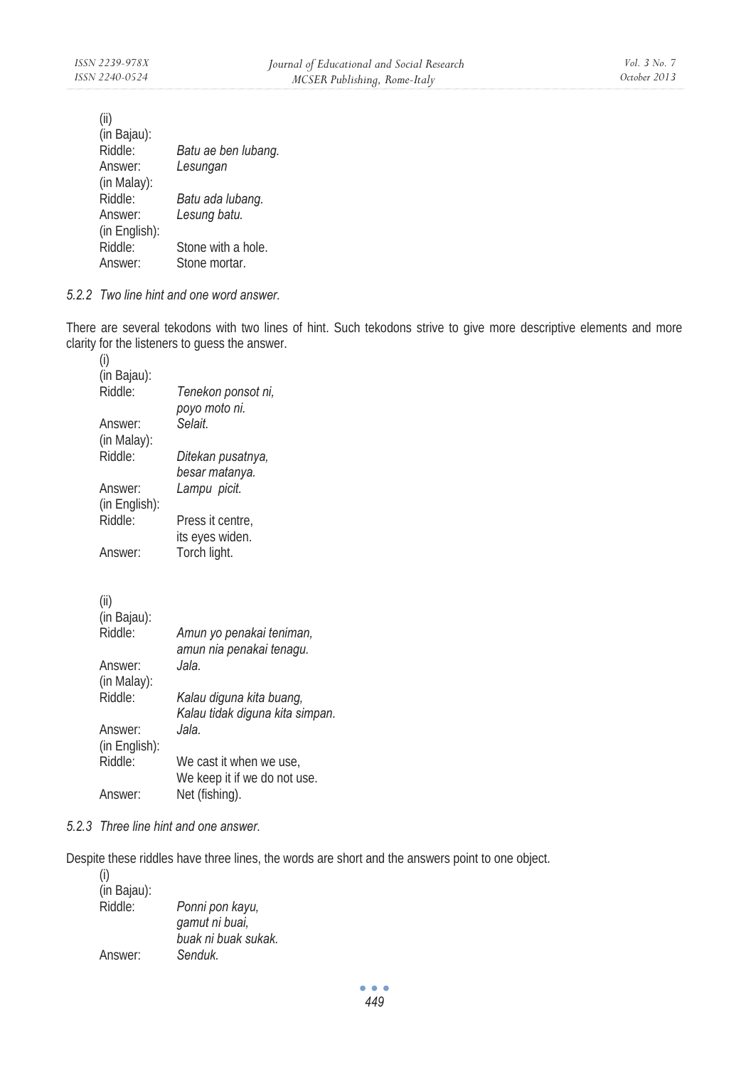(ii)
(in Bajau):
Riddle: *Batu ae ben lubang.*
Answer: *Lesungan*
(in Malay):
Riddle: *Batu ada lubang.*
Answer: *Lesung batu.*
(in English):
Riddle: Stone with a hole.
Answer: Stone mortar.

### *5.2.2 Two line hint and one word answer.*

There are several tekodons with two lines of hint. Such tekodons strive to give more descriptive elements and more clarity for the listeners to guess the answer.

(i)
(in Bajau):
Riddle: *Tenekon ponsot ni,*
*poyo moto ni.*
Answer: *Selait.*
(in Malay):
Riddle: *Ditekan pusatnya,*
*besar matanya.*
Answer: *Lampu picit.*
(in English):
Riddle: Press it centre,
its eyes widen.
Answer: Torch light.

(ii)
(in Bajau):
Riddle: *Amun yo penakai teniman,*
*amun nia penakai tenagu.*
Answer: *Jala.*
(in Malay):
Riddle: *Kalau diguna kita buang,*
*Kalau tidak diguna kita simpan.*
Answer: *Jala.*
(in English):
Riddle: We cast it when we use,
We keep it if we do not use.
Answer: Net (fishing).

### *5.2.3 Three line hint and one answer.*

Despite these riddles have three lines, the words are short and the answers point to one object.

(i)
(in Bajau):
Riddle: *Ponni pon kayu,*
*gamut ni buai,*
*buak ni buak sukak.*
Answer: *Senduk.*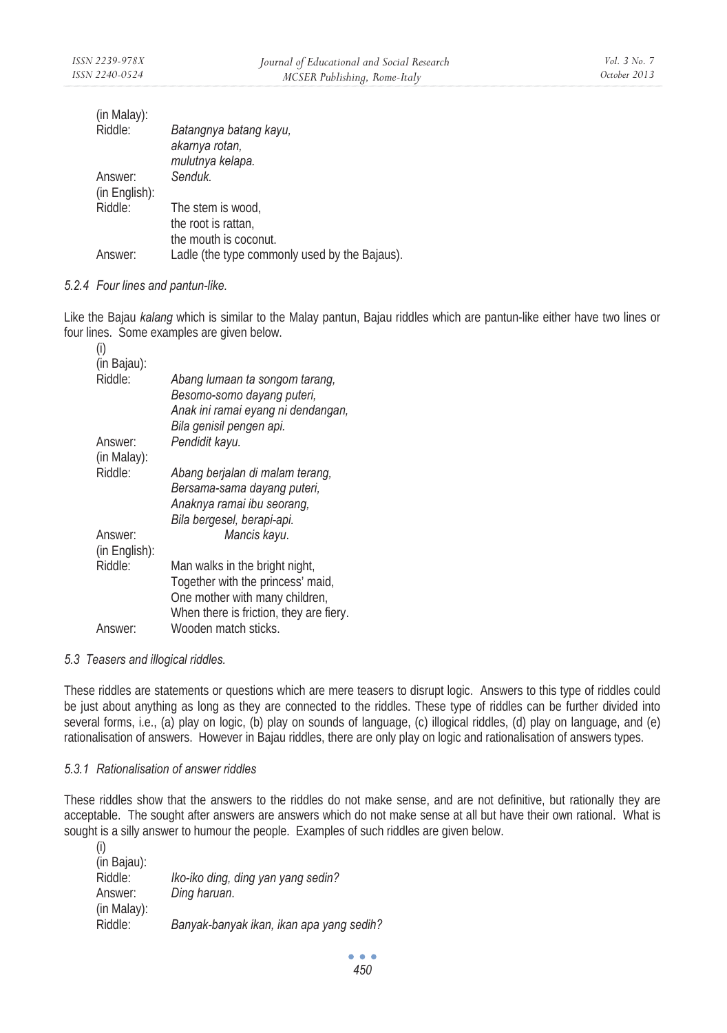(in Malay):

Riddle: *Batangnya batang kayu,*
*akarnya rotan,*
*mulutnya kelapa.*

Answer: *Senduk.*

(in English):

Riddle: The stem is wood,
the root is rattan,
the mouth is coconut.

Answer: Ladle (the type commonly used by the Bajaus).

#### *5.2.4 Four lines and pantun-like.*

Like the Bajau *kalang* which is similar to the Malay pantun, Bajau riddles which are pantun-like either have two lines or four lines. Some examples are given below.

(i)

(in Bajau):

Riddle: *Abang lumaan ta songom tarang,*
*Besomo-somo dayang puteri,*
*Anak ini ramai eyang ni dendangan,*
*Bila genisil pengen api.*

Answer: *Pendidit kayu.*

(in Malay):

Riddle: *Abang berjalan di malam terang,*
*Bersama-sama dayang puteri,*
*Anaknya ramai ibu seorang,*
*Bila bergesel, berapi-api.*

Answer: *Mancis kayu.*

(in English):

Riddle: Man walks in the bright night,
Together with the princess' maid,
One mother with many children,
When there is friction, they are fiery.

Answer: Wooden match sticks.

### *5.3 Teasers and illogical riddles.*

These riddles are statements or questions which are mere teasers to disrupt logic. Answers to this type of riddles could be just about anything as long as they are connected to the riddles. These type of riddles can be further divided into several forms, i.e., (a) play on logic, (b) play on sounds of language, (c) illogical riddles, (d) play on language, and (e) rationalisation of answers. However in Bajau riddles, there are only play on logic and rationalisation of answers types.

#### *5.3.1 Rationalisation of answer riddles*

These riddles show that the answers to the riddles do not make sense, and are not definitive, but rationally they are acceptable. The sought after answers are answers which do not make sense at all but have their own rational. What is sought is a silly answer to humour the people. Examples of such riddles are given below.

(i)

(in Bajau):

Riddle: *Iko-iko ding, ding yan yang sedin?*

Answer: *Ding haruan.*

(in Malay):

Riddle: *Banyak-banyak ikan, ikan apa yang sedih?*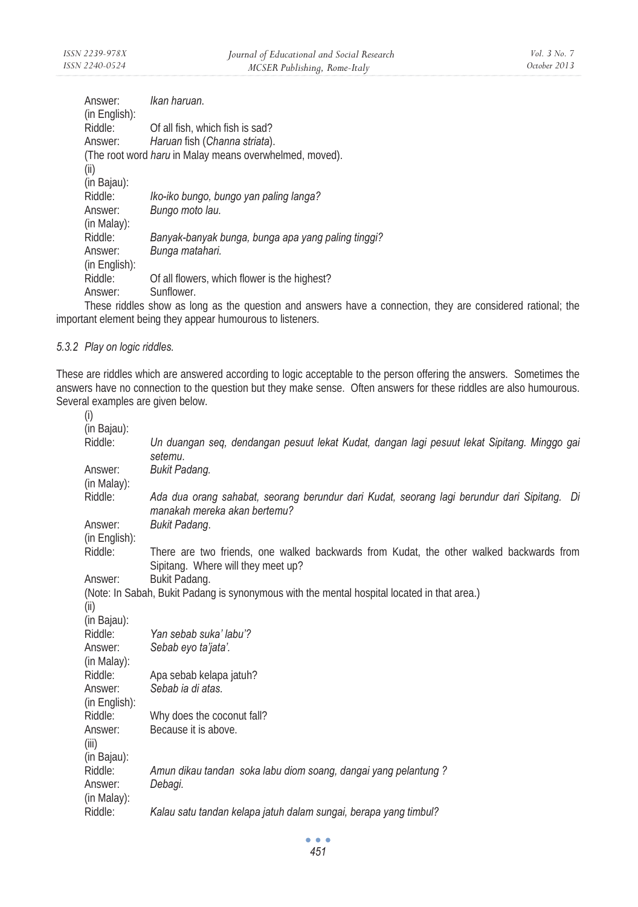Answer: *Ikan haruan.*

(in English):

Riddle: Of all fish, which fish is sad?

Answer: *Haruan* fish (*Channa striata*).

(The root word *haru* in Malay means overwhelmed, moved).

(ii)

(in Bajau):

Riddle: *Iko-iko bungo, bungo yan paling langa?*

Answer: *Bungo moto lau.*

(in Malay):

Riddle: *Banyak-banyak bunga, bunga apa yang paling tinggi?*

Answer: *Bunga matahari.*

(in English):

Riddle: Of all flowers, which flower is the highest?

Answer: Sunflower.

These riddles show as long as the question and answers have a connection, they are considered rational; the important element being they appear humourous to listeners.

### *5.3.2 Play on logic riddles.*

These are riddles which are answered according to logic acceptable to the person offering the answers. Sometimes the answers have no connection to the question but they make sense. Often answers for these riddles are also humourous. Several examples are given below.

(i)

(in Bajau):

Riddle: *Un duangan seq, dendangan pesuut lekat Kudat, dangan lagi pesuut lekat Sipitang. Minggo gai setemu.*

Answer: *Bukit Padang.*

(in Malay):

Riddle: *Ada dua orang sahabat, seorang berundur dari Kudat, seorang lagi berundur dari Sipitang. Di manakah mereka akan bertemu?*

Answer: *Bukit Padang*.

(in English):

Riddle: There are two friends, one walked backwards from Kudat, the other walked backwards from Sipitang. Where will they meet up?

Answer: Bukit Padang.

(Note: In Sabah, Bukit Padang is synonymous with the mental hospital located in that area.)

(ii)

(in Bajau):

Riddle: *Yan sebab suka' labu'?*

Answer: *Sebab eyo ta'jata'.*

(in Malay):

Riddle: Apa sebab kelapa jatuh?

Answer: *Sebab ia di atas.*

(in English):

Riddle: Why does the coconut fall?

Answer: Because it is above.

(iii)

(in Bajau):

Riddle: *Amun dikau tandan soka labu diom soang, dangai yang pelantung ?*

Answer: *Debagi.*

(in Malay):

Riddle: *Kalau satu tandan kelapa jatuh dalam sungai, berapa yang timbul?*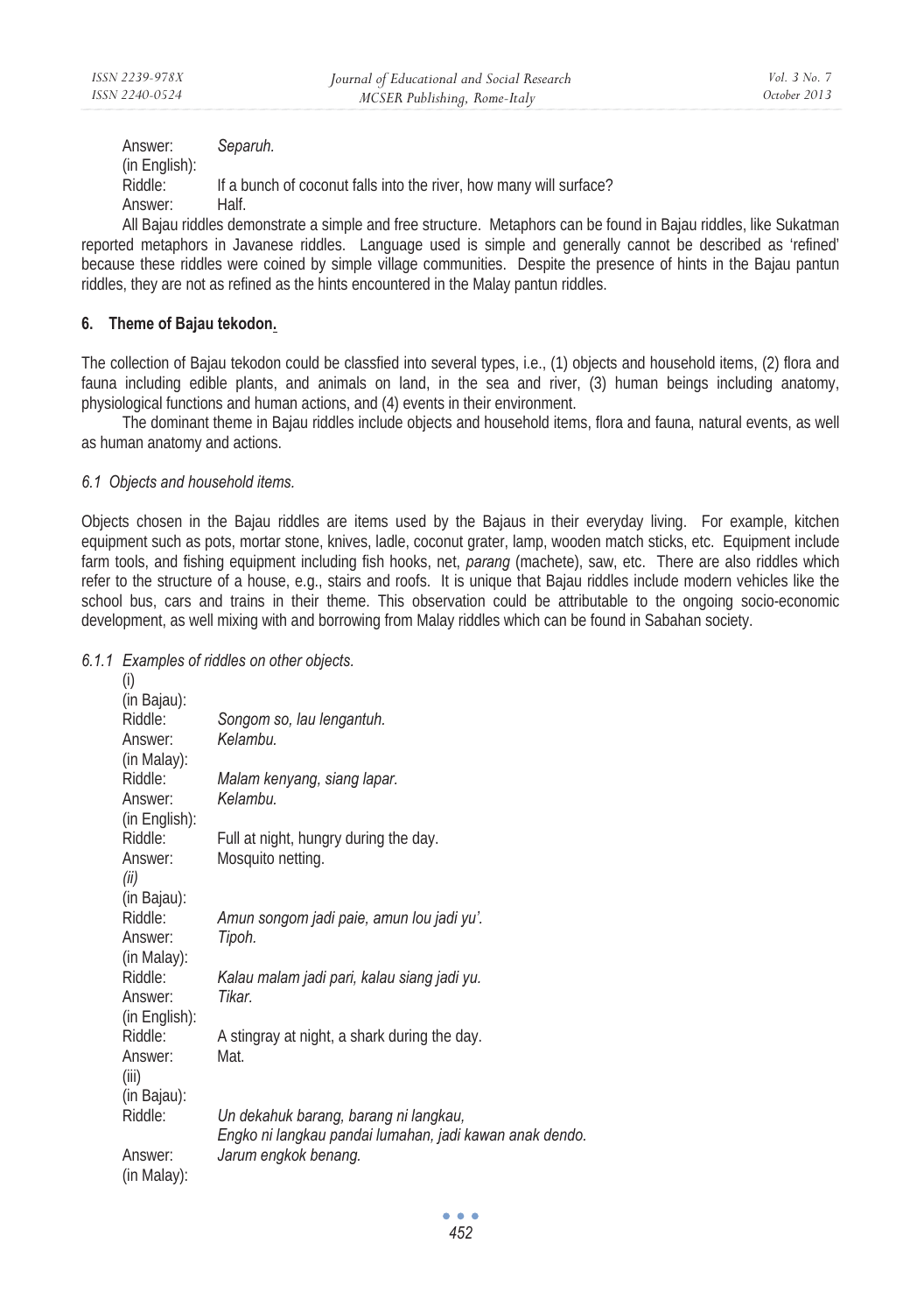Answer: *Separuh.*
(in English):
Riddle: If a bunch of coconut falls into the river, how many will surface?
Answer: Half.

All Bajau riddles demonstrate a simple and free structure. Metaphors can be found in Bajau riddles, like Sukatman reported metaphors in Javanese riddles. Language used is simple and generally cannot be described as 'refined' because these riddles were coined by simple village communities. Despite the presence of hints in the Bajau pantun riddles, they are not as refined as the hints encountered in the Malay pantun riddles.

## 6. Theme of Bajau tekodon.

The collection of Bajau tekodon could be classfied into several types, i.e., (1) objects and household items, (2) flora and fauna including edible plants, and animals on land, in the sea and river, (3) human beings including anatomy, physiological functions and human actions, and (4) events in their environment.

The dominant theme in Bajau riddles include objects and household items, flora and fauna, natural events, as well as human anatomy and actions.

### *6.1 Objects and household items.*

Objects chosen in the Bajau riddles are items used by the Bajaus in their everyday living. For example, kitchen equipment such as pots, mortar stone, knives, ladle, coconut grater, lamp, wooden match sticks, etc. Equipment include farm tools, and fishing equipment including fish hooks, net, *parang* (machete), saw, etc. There are also riddles which refer to the structure of a house, e.g., stairs and roofs. It is unique that Bajau riddles include modern vehicles like the school bus, cars and trains in their theme. This observation could be attributable to the ongoing socio-economic development, as well mixing with and borrowing from Malay riddles which can be found in Sabahan society.

#### *6.1.1 Examples of riddles on other objects.*

(i)
(in Bajau):
Riddle: *Songom so, lau lengantuh.*
Answer: *Kelambu.*
(in Malay):
Riddle: *Malam kenyang, siang lapar.*
Answer: *Kelambu.*
(in English):
Riddle: Full at night, hungry during the day.
Answer: Mosquito netting.

*(ii)*
(in Bajau):
Riddle: *Amun songom jadi paie, amun lou jadi yu'.*
Answer: *Tipoh.*
(in Malay):
Riddle: *Kalau malam jadi pari, kalau siang jadi yu.*
Answer: *Tikar.*
(in English):
Riddle: A stingray at night, a shark during the day.
Answer: Mat.

(iii)
(in Bajau):
Riddle: *Un dekahuk barang, barang ni langkau,*
*Engko ni langkau pandai lumahan, jadi kawan anak dendo.*
Answer: *Jarum engkok benang.*
(in Malay):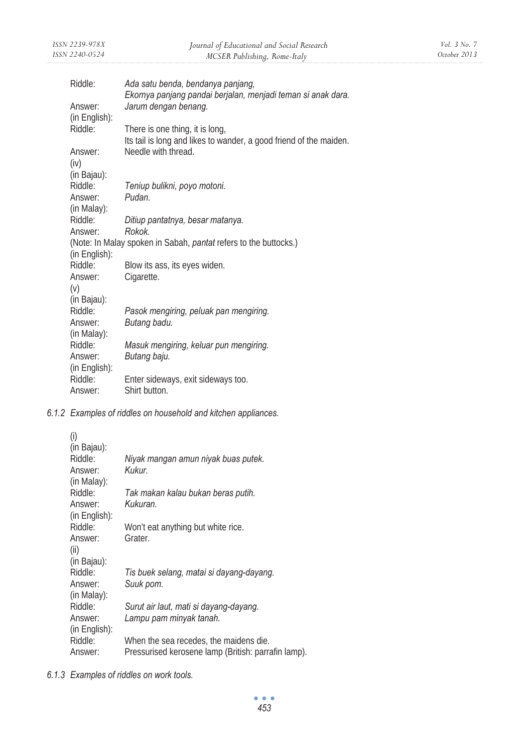Riddle: *Ada satu benda, bendanya panjang,*
*Ekornya panjang pandai berjalan, menjadi teman si anak dara.*
Answer: *Jarum dengan benang.*

(in English):
Riddle: There is one thing, it is long,
Its tail is long and likes to wander, a good friend of the maiden.
Answer: Needle with thread.

(iv)
(in Bajau):
Riddle: *Teniup bulikni, poyo motoni.*
Answer: *Pudan.*

(in Malay):
Riddle: *Ditiup pantatnya, besar matanya.*
Answer: *Rokok.*

(Note: In Malay spoken in Sabah, *pantat* refers to the buttocks.)

(in English):
Riddle: Blow its ass, its eyes widen.
Answer: Cigarette.

(v)
(in Bajau):
Riddle: *Pasok mengiring, peluak pan mengiring.*
Answer: *Butang badu.*

(in Malay):
Riddle: *Masuk mengiring, keluar pun mengiring.*
Answer: *Butang baju.*

(in English):
Riddle: Enter sideways, exit sideways too.
Answer: Shirt button.

### 6.1.2 Examples of riddles on household and kitchen appliances.

(i)
(in Bajau):
Riddle: *Niyak mangan amun niyak buas putek.*
Answer: *Kukur.*

(in Malay):
Riddle: *Tak makan kalau bukan beras putih.*
Answer: *Kukuran.*

(in English):
Riddle: Won't eat anything but white rice.
Answer: Grater.

(ii)
(in Bajau):
Riddle: *Tis buek selang, matai si dayang-dayang.*
Answer: *Suuk pom.*

(in Malay):
Riddle: *Surut air laut, mati si dayang-dayang.*
Answer: *Lampu pam minyak tanah.*

(in English):
Riddle: When the sea recedes, the maidens die.
Answer: Pressurised kerosene lamp (British: parrafin lamp).

### 6.1.3 Examples of riddles on work tools.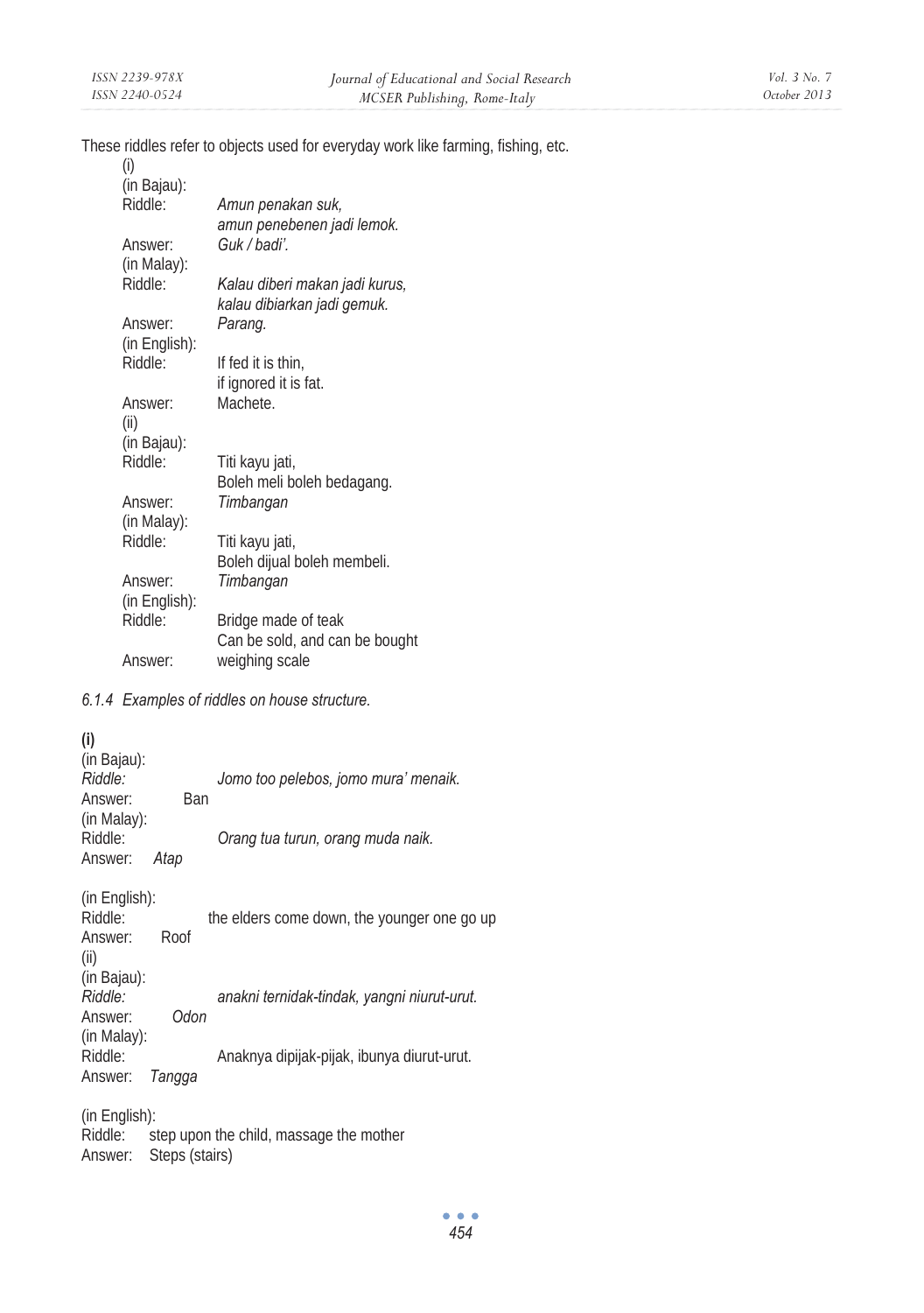These riddles refer to objects used for everyday work like farming, fishing, etc.

(i)

(in Bajau):

Riddle: *Amun penakan suk,*
*amun penebenen jadi lemok.*

Answer: *Guk / badi'.*

(in Malay):

Riddle: *Kalau diberi makan jadi kurus,*
*kalau dibiarkan jadi gemuk.*

Answer: *Parang.*

(in English):

Riddle: If fed it is thin,
if ignored it is fat.

Answer: Machete.

(ii)

(in Bajau):

Riddle: Titi kayu jati,
Boleh meli boleh bedagang.

Answer: *Timbangan*

(in Malay):

Riddle: Titi kayu jati,
Boleh dijual boleh membeli.

Answer: *Timbangan*

(in English):

Riddle: Bridge made of teak
Can be sold, and can be bought

Answer: weighing scale

*6.1.4 Examples of riddles on house structure.*

**(i)**

(in Bajau):

*Riddle:* *Jomo too pelebos, jomo mura' menaik.*

Answer: Ban

(in Malay):

Riddle: *Orang tua turun, orang muda naik.*

Answer: *Atap*

(in English):

Riddle: the elders come down, the younger one go up

Answer: Roof

(ii)

(in Bajau):

*Riddle:* *anakni ternidak-tindak, yangni niurut-urut.*

Answer: *Odon*

(in Malay):

Riddle: Anaknya dipijak-pijak, ibunya diurut-urut.

Answer: *Tangga*

(in English):

Riddle: step upon the child, massage the mother

Answer: Steps (stairs)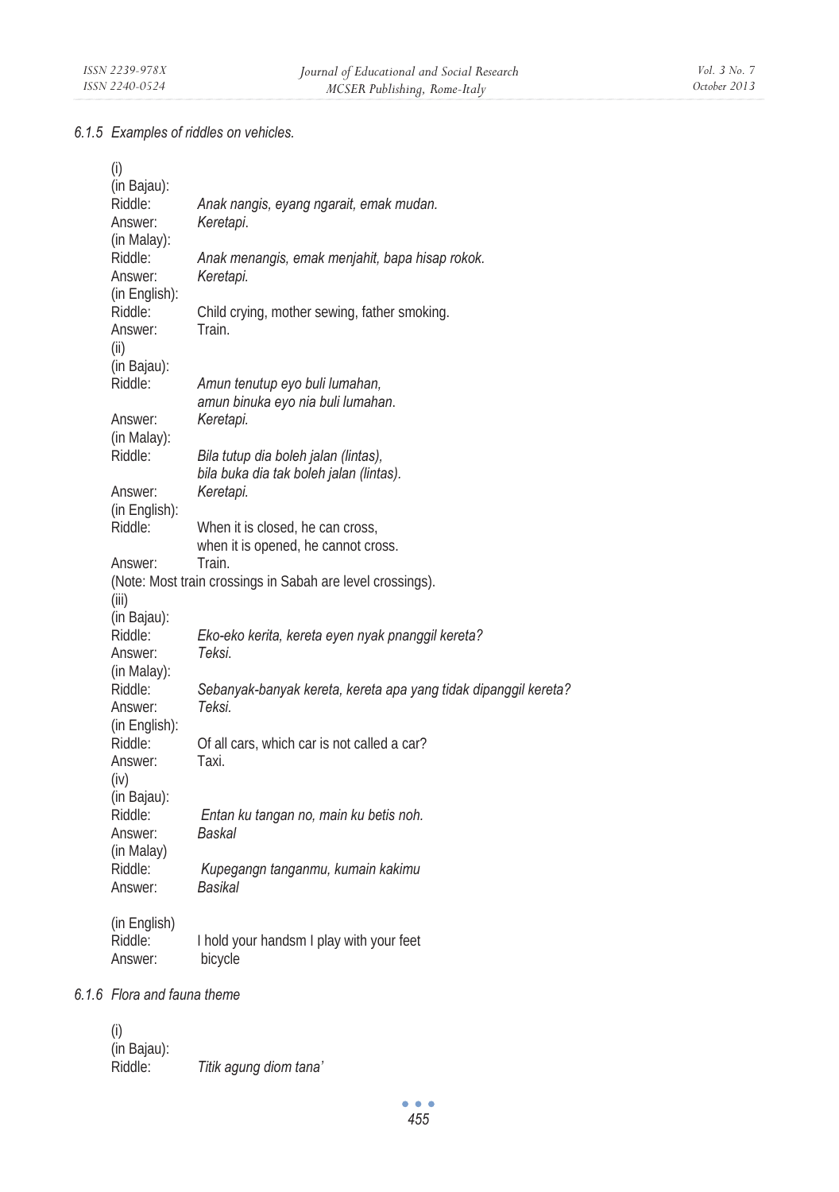#### 6.1.5 *Examples of riddles on vehicles.*

(i)
(in Bajau):
Riddle: *Anak nangis, eyang ngarait, emak mudan.*
Answer: *Keretapi*.
(in Malay):
Riddle: *Anak menangis, emak menjahit, bapa hisap rokok.*
Answer: *Keretapi.*
(in English):
Riddle: Child crying, mother sewing, father smoking.
Answer: Train.
(ii)
(in Bajau):
Riddle: *Amun tenutup eyo buli lumahan,*
*amun binuka eyo nia buli lumahan*.
Answer: *Keretapi.*
(in Malay):
Riddle: *Bila tutup dia boleh jalan (lintas),*
*bila buka dia tak boleh jalan (lintas)*.
Answer: *Keretapi.*
(in English):
Riddle: When it is closed, he can cross,
when it is opened, he cannot cross.
Answer: Train.
(Note: Most train crossings in Sabah are level crossings).
(iii)
(in Bajau):
Riddle: *Eko-eko kerita, kereta eyen nyak pnanggil kereta?*
Answer: *Teksi.*
(in Malay):
Riddle: *Sebanyak-banyak kereta, kereta apa yang tidak dipanggil kereta?*
Answer: *Teksi.*
(in English):
Riddle: Of all cars, which car is not called a car?
Answer: Taxi.
(iv)
(in Bajau):
Riddle: *Entan ku tangan no, main ku betis noh.*
Answer: *Baskal*
(in Malay)
Riddle: *Kupegangn tanganmu, kumain kakimu*
Answer: *Basikal*

(in English)
Riddle: I hold your handsm I play with your feet
Answer: bicycle

#### 6.1.6 *Flora and fauna theme*

(i)
(in Bajau):
Riddle: *Titik agung diom tana'*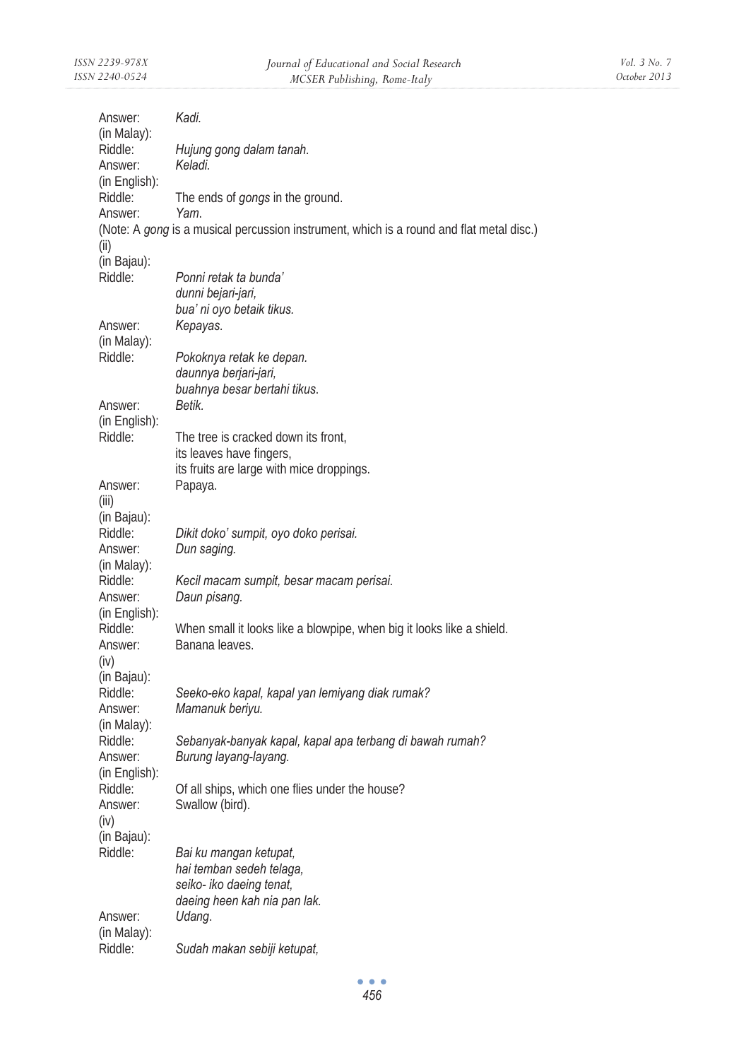Answer: *Kadi.*
(in Malay):
Riddle: *Hujung gong dalam tanah.*
Answer: *Keladi.*
(in English):
Riddle: The ends of *gongs* in the ground.
Answer: *Yam.*
(Note: A *gong* is a musical percussion instrument, which is a round and flat metal disc.)

(ii)
(in Bajau):
Riddle: *Ponni retak ta bunda'*
*dunni bejari-jari,*
*bua' ni oyo betaik tikus.*
Answer: *Kepayas.*
(in Malay):
Riddle: *Pokoknya retak ke depan.*
*daunnya berjari-jari,*
*buahnya besar bertahi tikus.*
Answer: *Betik.*
(in English):
Riddle: The tree is cracked down its front,
its leaves have fingers,
its fruits are large with mice droppings.
Answer: Papaya.

(iii)
(in Bajau):
Riddle: *Dikit doko' sumpit, oyo doko perisai.*
Answer: *Dun saging.*
(in Malay):
Riddle: *Kecil macam sumpit, besar macam perisai.*
Answer: *Daun pisang.*
(in English):
Riddle: When small it looks like a blowpipe, when big it looks like a shield.
Answer: Banana leaves.

(iv)
(in Bajau):
Riddle: *Seeko-eko kapal, kapal yan lemiyang diak rumak?*
Answer: *Mamanuk beriyu.*
(in Malay):
Riddle: *Sebanyak-banyak kapal, kapal apa terbang di bawah rumah?*
Answer: *Burung layang-layang.*
(in English):
Riddle: Of all ships, which one flies under the house?
Answer: Swallow (bird).

(iv)
(in Bajau):
Riddle: *Bai ku mangan ketupat,*
*hai temban sedeh telaga,*
*seiko- iko daeing tenat,*
*daeing heen kah nia pan lak.*
Answer: *Udang.*
(in Malay):
Riddle: *Sudah makan sebiji ketupat,*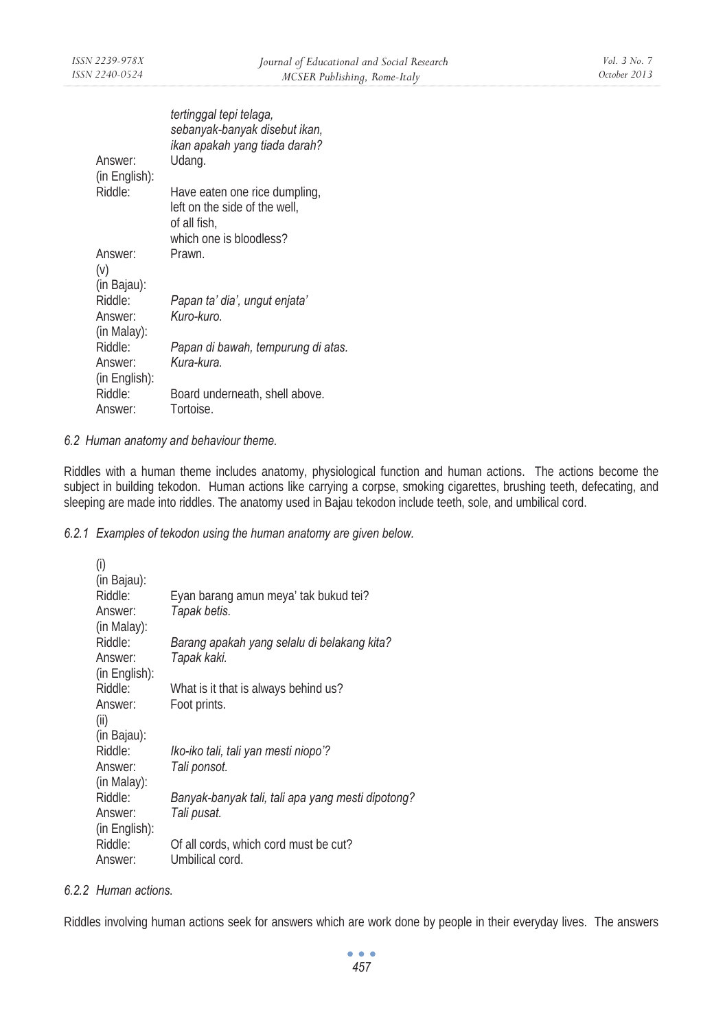*tertinggal tepi telaga,*
*sebanyak-banyak disebut ikan,*
*ikan apakah yang tiada darah?*

Answer: Udang.

(in English):

Riddle: Have eaten one rice dumpling,
left on the side of the well,
of all fish,
which one is bloodless?

Answer: Prawn.

(v)

(in Bajau):

Riddle: *Papan ta' dia', ungut enjata'*

Answer: *Kuro-kuro.*

(in Malay):

Riddle: *Papan di bawah, tempurung di atas.*

Answer: *Kura-kura.*

(in English):

Riddle: Board underneath, shell above.

Answer: Tortoise.

*6.2 Human anatomy and behaviour theme.*

Riddles with a human theme includes anatomy, physiological function and human actions. The actions become the subject in building tekodon. Human actions like carrying a corpse, smoking cigarettes, brushing teeth, defecating, and sleeping are made into riddles. The anatomy used in Bajau tekodon include teeth, sole, and umbilical cord.

*6.2.1 Examples of tekodon using the human anatomy are given below.*

(i)

(in Bajau):

Riddle: Eyan barang amun meya' tak bukud tei?

Answer: *Tapak betis.*

(in Malay):

Riddle: *Barang apakah yang selalu di belakang kita?*

Answer: *Tapak kaki.*

(in English):

Riddle: What is it that is always behind us?

Answer: Foot prints.

(ii)

(in Bajau):

Riddle: *Iko-iko tali, tali yan mesti niopo'?*

Answer: *Tali ponsot.*

(in Malay):

Riddle: *Banyak-banyak tali, tali apa yang mesti dipotong?*

Answer: *Tali pusat.*

(in English):

Riddle: Of all cords, which cord must be cut?

Answer: Umbilical cord.

*6.2.2 Human actions.*

Riddles involving human actions seek for answers which are work done by people in their everyday lives. The answers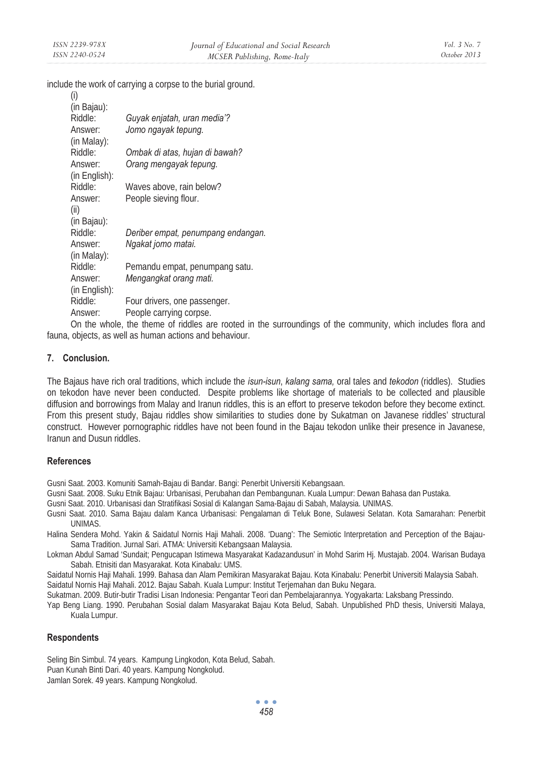include the work of carrying a corpse to the burial ground.

(i)
(in Bajau):
Riddle: *Guyak enjatah, uran media'?*
Answer: *Jomo ngayak tepung.*
(in Malay):
Riddle: *Ombak di atas, hujan di bawah?*
Answer: *Orang mengayak tepung.*
(in English):
Riddle: Waves above, rain below?
Answer: People sieving flour.

(ii)
(in Bajau):
Riddle: *Deriber empat, penumpang endangan.*
Answer: *Ngakat jomo matai.*
(in Malay):
Riddle: Pemandu empat, penumpang satu.
Answer: *Mengangkat orang mati.*
(in English):
Riddle: Four drivers, one passenger.
Answer: People carrying corpse.

On the whole, the theme of riddles are rooted in the surroundings of the community, which includes flora and fauna, objects, as well as human actions and behaviour.

## 7. Conclusion.

The Bajaus have rich oral traditions, which include the *isun-isun*, *kalang sama,* oral tales and *tekodon* (riddles). Studies on tekodon have never been conducted. Despite problems like shortage of materials to be collected and plausible diffusion and borrowings from Malay and Iranun riddles, this is an effort to preserve tekodon before they become extinct. From this present study, Bajau riddles show similarities to studies done by Sukatman on Javanese riddles' structural construct. However pornographic riddles have not been found in the Bajau tekodon unlike their presence in Javanese, Iranun and Dusun riddles.

## References

Gusni Saat. 2003. Komuniti Samah-Bajau di Bandar. Bangi: Penerbit Universiti Kebangsaan.

Gusni Saat. 2008. Suku Etnik Bajau: Urbanisasi, Perubahan dan Pembangunan. Kuala Lumpur: Dewan Bahasa dan Pustaka.

Gusni Saat. 2010. Urbanisasi dan Stratifikasi Sosial di Kalangan Sama-Bajau di Sabah, Malaysia. UNIMAS.

Gusni Saat. 2010. Sama Bajau dalam Kanca Urbanisasi: Pengalaman di Teluk Bone, Sulawesi Selatan. Kota Samarahan: Penerbit UNIMAS.

Halina Sendera Mohd. Yakin & Saidatul Nornis Haji Mahali. 2008. 'Duang': The Semiotic Interpretation and Perception of the Bajau-Sama Tradition. Jurnal Sari. ATMA: Universiti Kebangsaan Malaysia.

Lokman Abdul Samad 'Sundait; Pengucapan Istimewa Masyarakat Kadazandusun' in Mohd Sarim Hj. Mustajab. 2004. Warisan Budaya Sabah. Etnisiti dan Masyarakat. Kota Kinabalu: UMS.

Saidatul Nornis Haji Mahali. 1999. Bahasa dan Alam Pemikiran Masyarakat Bajau. Kota Kinabalu: Penerbit Universiti Malaysia Sabah.

Saidatul Nornis Haji Mahali. 2012. Bajau Sabah. Kuala Lumpur: Institut Terjemahan dan Buku Negara.

Sukatman. 2009. Butir-butir Tradisi Lisan Indonesia: Pengantar Teori dan Pembelajarannya. Yogyakarta: Laksbang Pressindo.

Yap Beng Liang. 1990. Perubahan Sosial dalam Masyarakat Bajau Kota Belud, Sabah. Unpublished PhD thesis, Universiti Malaya, Kuala Lumpur.

## Respondents

Seling Bin Simbul. 74 years. Kampung Lingkodon, Kota Belud, Sabah.
Puan Kunah Binti Dari. 40 years. Kampung Nongkolud.
Jamlan Sorek. 49 years. Kampung Nongkolud.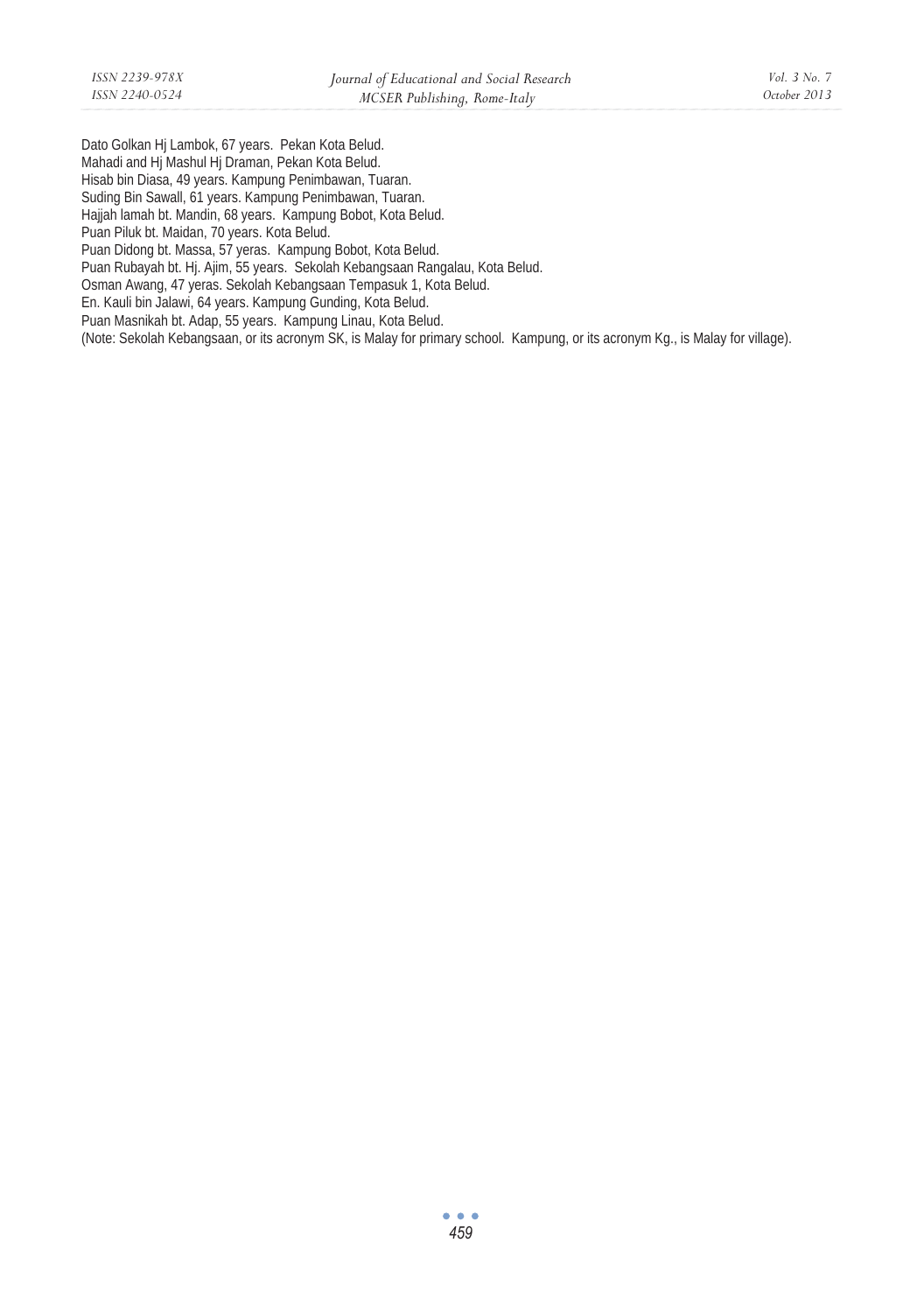Dato Golkan Hj Lambok, 67 years. Pekan Kota Belud.
Mahadi and Hj Mashul Hj Draman, Pekan Kota Belud.
Hisab bin Diasa, 49 years. Kampung Penimbawan, Tuaran.
Suding Bin Sawall, 61 years. Kampung Penimbawan, Tuaran.
Hajjah lamah bt. Mandin, 68 years. Kampung Bobot, Kota Belud.
Puan Piluk bt. Maidan, 70 years. Kota Belud.
Puan Didong bt. Massa, 57 yeras. Kampung Bobot, Kota Belud.
Puan Rubayah bt. Hj. Ajim, 55 years. Sekolah Kebangsaan Rangalau, Kota Belud.
Osman Awang, 47 yeras. Sekolah Kebangsaan Tempasuk 1, Kota Belud.
En. Kauli bin Jalawi, 64 years. Kampung Gunding, Kota Belud.
Puan Masnikah bt. Adap, 55 years. Kampung Linau, Kota Belud.
(Note: Sekolah Kebangsaan, or its acronym SK, is Malay for primary school. Kampung, or its acronym Kg., is Malay for village).